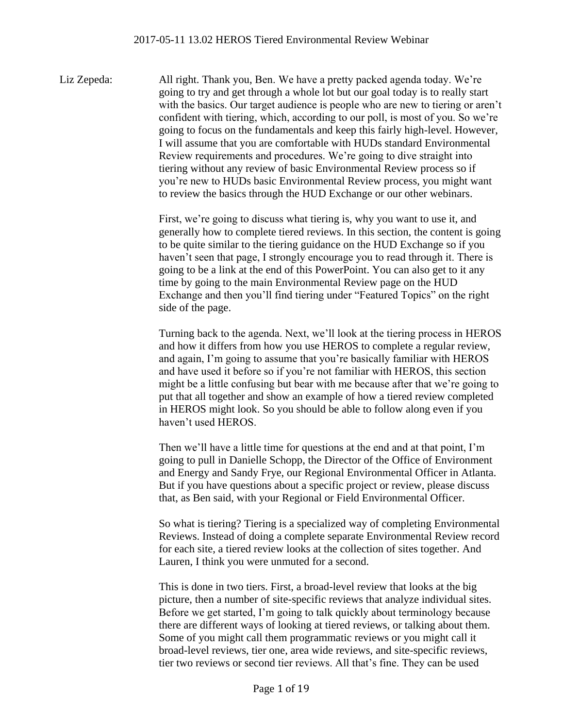Liz Zepeda: All right. Thank you, Ben. We have a pretty packed agenda today. We're going to try and get through a whole lot but our goal today is to really start with the basics. Our target audience is people who are new to tiering or aren't confident with tiering, which, according to our poll, is most of you. So we're going to focus on the fundamentals and keep this fairly high-level. However, I will assume that you are comfortable with HUDs standard Environmental Review requirements and procedures. We're going to dive straight into tiering without any review of basic Environmental Review process so if you're new to HUDs basic Environmental Review process, you might want to review the basics through the HUD Exchange or our other webinars.

First, we're going to discuss what tiering is, why you want to use it, and generally how to complete tiered reviews. In this section, the content is going to be quite similar to the tiering guidance on the HUD Exchange so if you haven't seen that page, I strongly encourage you to read through it. There is going to be a link at the end of this PowerPoint. You can also get to it any time by going to the main Environmental Review page on the HUD Exchange and then you'll find tiering under "Featured Topics" on the right side of the page.

Turning back to the agenda. Next, we'll look at the tiering process in HEROS and how it differs from how you use HEROS to complete a regular review, and again, I'm going to assume that you're basically familiar with HEROS and have used it before so if you're not familiar with HEROS, this section might be a little confusing but bear with me because after that we're going to put that all together and show an example of how a tiered review completed in HEROS might look. So you should be able to follow along even if you haven't used HEROS.

Then we'll have a little time for questions at the end and at that point, I'm going to pull in Danielle Schopp, the Director of the Office of Environment and Energy and Sandy Frye, our Regional Environmental Officer in Atlanta. But if you have questions about a specific project or review, please discuss that, as Ben said, with your Regional or Field Environmental Officer.

So what is tiering? Tiering is a specialized way of completing Environmental Reviews. Instead of doing a complete separate Environmental Review record for each site, a tiered review looks at the collection of sites together. And Lauren, I think you were unmuted for a second.

This is done in two tiers. First, a broad-level review that looks at the big picture, then a number of site-specific reviews that analyze individual sites. Before we get started, I'm going to talk quickly about terminology because there are different ways of looking at tiered reviews, or talking about them. Some of you might call them programmatic reviews or you might call it broad-level reviews, tier one, area wide reviews, and site-specific reviews, tier two reviews or second tier reviews. All that's fine. They can be used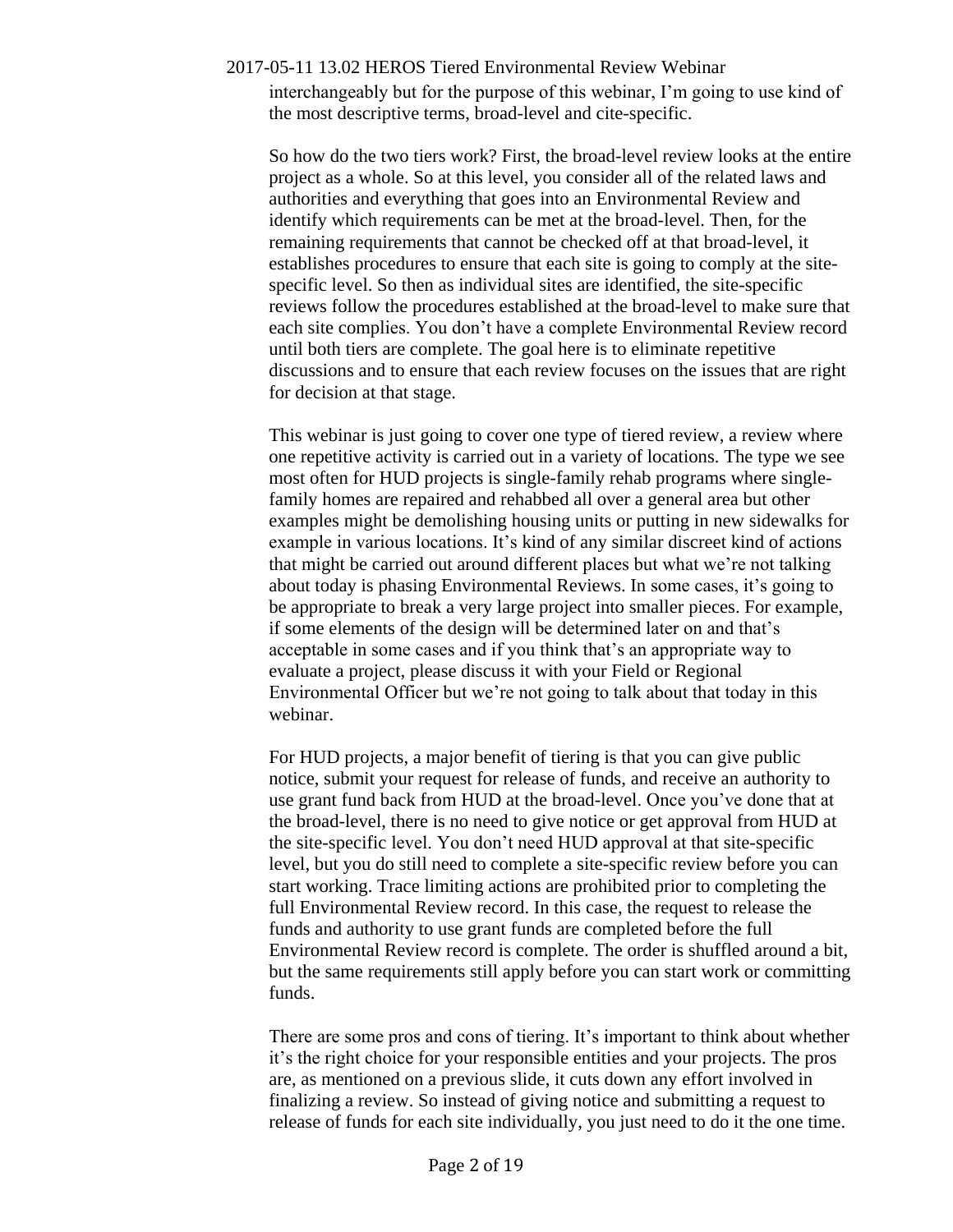interchangeably but for the purpose of this webinar, I'm going to use kind of the most descriptive terms, broad-level and cite-specific.

So how do the two tiers work? First, the broad-level review looks at the entire project as a whole. So at this level, you consider all of the related laws and authorities and everything that goes into an Environmental Review and identify which requirements can be met at the broad-level. Then, for the remaining requirements that cannot be checked off at that broad-level, it establishes procedures to ensure that each site is going to comply at the site-specific level. So then as individual sites are identified, the site-specific reviews follow the procedures established at the broad-level to make sure that each site complies. You don't have a complete Environmental Review record until both tiers are complete. The goal here is to eliminate repetitive discussions and to ensure that each review focuses on the issues that are right for decision at that stage.

This webinar is just going to cover one type of tiered review, a review where one repetitive activity is carried out in a variety of locations. The type we see most often for HUD projects is single-family rehab programs where single-family homes are repaired and rehabbed all over a general area but other examples might be demolishing housing units or putting in new sidewalks for example in various locations. It's kind of any similar discreet kind of actions that might be carried out around different places but what we're not talking about today is phasing Environmental Reviews. In some cases, it's going to be appropriate to break a very large project into smaller pieces. For example, if some elements of the design will be determined later on and that's acceptable in some cases and if you think that's an appropriate way to evaluate a project, please discuss it with your Field or Regional Environmental Officer but we're not going to talk about that today in this webinar.

For HUD projects, a major benefit of tiering is that you can give public notice, submit your request for release of funds, and receive an authority to use grant fund back from HUD at the broad-level. Once you've done that at the broad-level, there is no need to give notice or get approval from HUD at the site-specific level. You don't need HUD approval at that site-specific level, but you do still need to complete a site-specific review before you can start working. Trace limiting actions are prohibited prior to completing the full Environmental Review record. In this case, the request to release the funds and authority to use grant funds are completed before the full Environmental Review record is complete. The order is shuffled around a bit, but the same requirements still apply before you can start work or committing funds.

There are some pros and cons of tiering. It's important to think about whether it's the right choice for your responsible entities and your projects. The pros are, as mentioned on a previous slide, it cuts down any effort involved in finalizing a review. So instead of giving notice and submitting a request to release of funds for each site individually, you just need to do it the one time.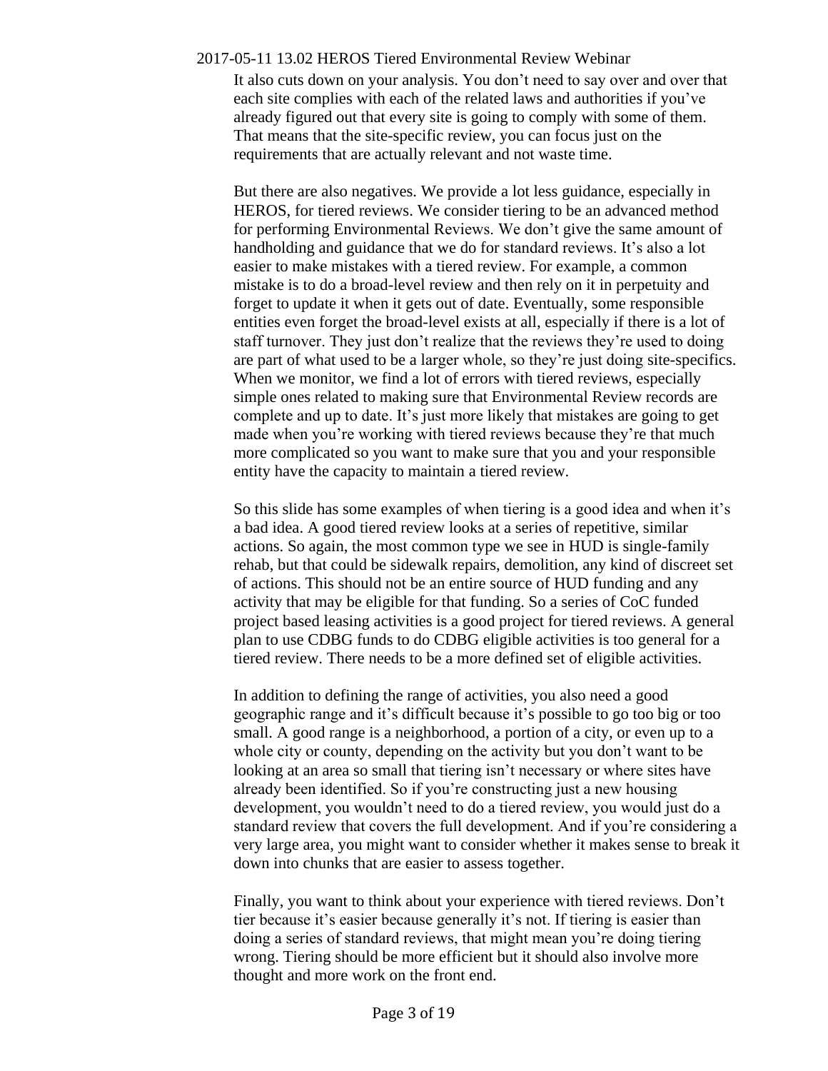It also cuts down on your analysis. You don't need to say over and over that each site complies with each of the related laws and authorities if you've already figured out that every site is going to comply with some of them. That means that the site-specific review, you can focus just on the requirements that are actually relevant and not waste time.

But there are also negatives. We provide a lot less guidance, especially in HEROS, for tiered reviews. We consider tiering to be an advanced method for performing Environmental Reviews. We don't give the same amount of handholding and guidance that we do for standard reviews. It's also a lot easier to make mistakes with a tiered review. For example, a common mistake is to do a broad-level review and then rely on it in perpetuity and forget to update it when it gets out of date. Eventually, some responsible entities even forget the broad-level exists at all, especially if there is a lot of staff turnover. They just don't realize that the reviews they're used to doing are part of what used to be a larger whole, so they're just doing site-specifics. When we monitor, we find a lot of errors with tiered reviews, especially simple ones related to making sure that Environmental Review records are complete and up to date. It's just more likely that mistakes are going to get made when you're working with tiered reviews because they're that much more complicated so you want to make sure that you and your responsible entity have the capacity to maintain a tiered review.

So this slide has some examples of when tiering is a good idea and when it's a bad idea. A good tiered review looks at a series of repetitive, similar actions. So again, the most common type we see in HUD is single-family rehab, but that could be sidewalk repairs, demolition, any kind of discreet set of actions. This should not be an entire source of HUD funding and any activity that may be eligible for that funding. So a series of CoC funded project based leasing activities is a good project for tiered reviews. A general plan to use CDBG funds to do CDBG eligible activities is too general for a tiered review. There needs to be a more defined set of eligible activities.

In addition to defining the range of activities, you also need a good geographic range and it's difficult because it's possible to go too big or too small. A good range is a neighborhood, a portion of a city, or even up to a whole city or county, depending on the activity but you don't want to be looking at an area so small that tiering isn't necessary or where sites have already been identified. So if you're constructing just a new housing development, you wouldn't need to do a tiered review, you would just do a standard review that covers the full development. And if you're considering a very large area, you might want to consider whether it makes sense to break it down into chunks that are easier to assess together.

Finally, you want to think about your experience with tiered reviews. Don't tier because it's easier because generally it's not. If tiering is easier than doing a series of standard reviews, that might mean you're doing tiering wrong. Tiering should be more efficient but it should also involve more thought and more work on the front end.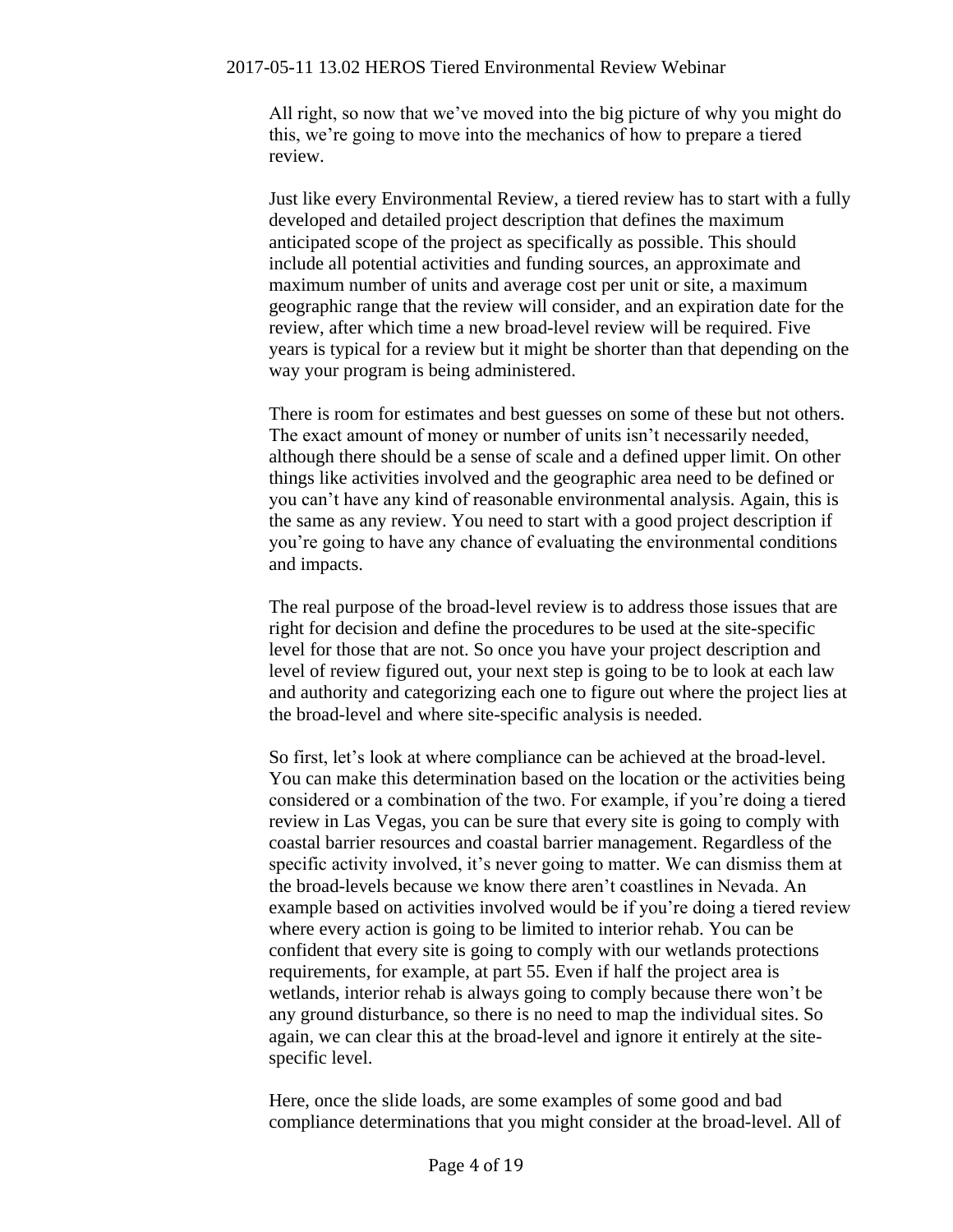All right, so now that we've moved into the big picture of why you might do this, we're going to move into the mechanics of how to prepare a tiered review.

Just like every Environmental Review, a tiered review has to start with a fully developed and detailed project description that defines the maximum anticipated scope of the project as specifically as possible. This should include all potential activities and funding sources, an approximate and maximum number of units and average cost per unit or site, a maximum geographic range that the review will consider, and an expiration date for the review, after which time a new broad-level review will be required. Five years is typical for a review but it might be shorter than that depending on the way your program is being administered.

There is room for estimates and best guesses on some of these but not others. The exact amount of money or number of units isn't necessarily needed, although there should be a sense of scale and a defined upper limit. On other things like activities involved and the geographic area need to be defined or you can't have any kind of reasonable environmental analysis. Again, this is the same as any review. You need to start with a good project description if you're going to have any chance of evaluating the environmental conditions and impacts.

The real purpose of the broad-level review is to address those issues that are right for decision and define the procedures to be used at the site-specific level for those that are not. So once you have your project description and level of review figured out, your next step is going to be to look at each law and authority and categorizing each one to figure out where the project lies at the broad-level and where site-specific analysis is needed.

So first, let's look at where compliance can be achieved at the broad-level. You can make this determination based on the location or the activities being considered or a combination of the two. For example, if you're doing a tiered review in Las Vegas, you can be sure that every site is going to comply with coastal barrier resources and coastal barrier management. Regardless of the specific activity involved, it's never going to matter. We can dismiss them at the broad-levels because we know there aren't coastlines in Nevada. An example based on activities involved would be if you're doing a tiered review where every action is going to be limited to interior rehab. You can be confident that every site is going to comply with our wetlands protections requirements, for example, at part 55. Even if half the project area is wetlands, interior rehab is always going to comply because there won't be any ground disturbance, so there is no need to map the individual sites. So again, we can clear this at the broad-level and ignore it entirely at the site-specific level.

Here, once the slide loads, are some examples of some good and bad compliance determinations that you might consider at the broad-level. All of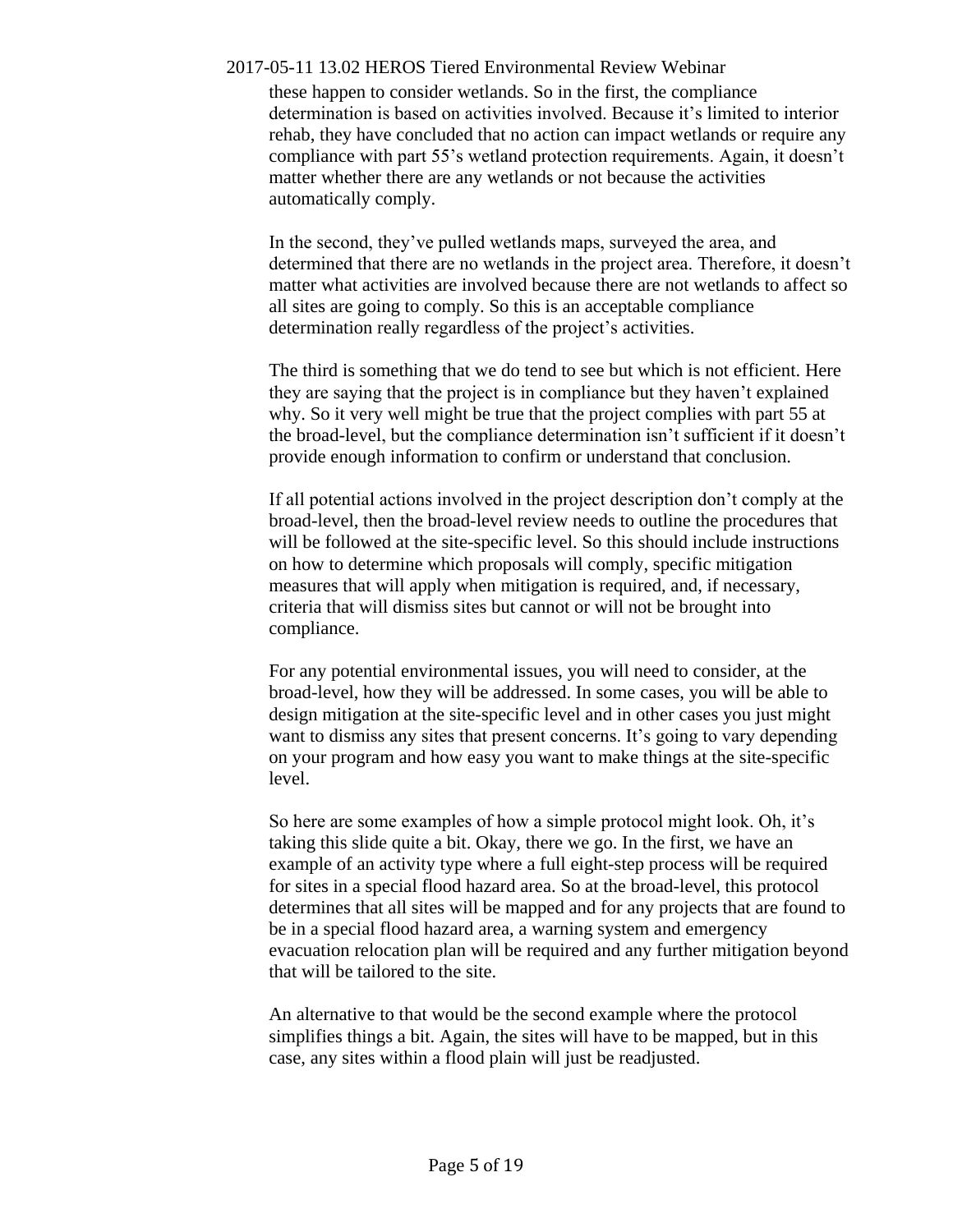these happen to consider wetlands. So in the first, the compliance determination is based on activities involved. Because it's limited to interior rehab, they have concluded that no action can impact wetlands or require any compliance with part 55's wetland protection requirements. Again, it doesn't matter whether there are any wetlands or not because the activities automatically comply.

In the second, they've pulled wetlands maps, surveyed the area, and determined that there are no wetlands in the project area. Therefore, it doesn't matter what activities are involved because there are not wetlands to affect so all sites are going to comply. So this is an acceptable compliance determination really regardless of the project's activities.

The third is something that we do tend to see but which is not efficient. Here they are saying that the project is in compliance but they haven't explained why. So it very well might be true that the project complies with part 55 at the broad-level, but the compliance determination isn't sufficient if it doesn't provide enough information to confirm or understand that conclusion.

If all potential actions involved in the project description don't comply at the broad-level, then the broad-level review needs to outline the procedures that will be followed at the site-specific level. So this should include instructions on how to determine which proposals will comply, specific mitigation measures that will apply when mitigation is required, and, if necessary, criteria that will dismiss sites but cannot or will not be brought into compliance.

For any potential environmental issues, you will need to consider, at the broad-level, how they will be addressed. In some cases, you will be able to design mitigation at the site-specific level and in other cases you just might want to dismiss any sites that present concerns. It's going to vary depending on your program and how easy you want to make things at the site-specific level.

So here are some examples of how a simple protocol might look. Oh, it's taking this slide quite a bit. Okay, there we go. In the first, we have an example of an activity type where a full eight-step process will be required for sites in a special flood hazard area. So at the broad-level, this protocol determines that all sites will be mapped and for any projects that are found to be in a special flood hazard area, a warning system and emergency evacuation relocation plan will be required and any further mitigation beyond that will be tailored to the site.

An alternative to that would be the second example where the protocol simplifies things a bit. Again, the sites will have to be mapped, but in this case, any sites within a flood plain will just be readjusted.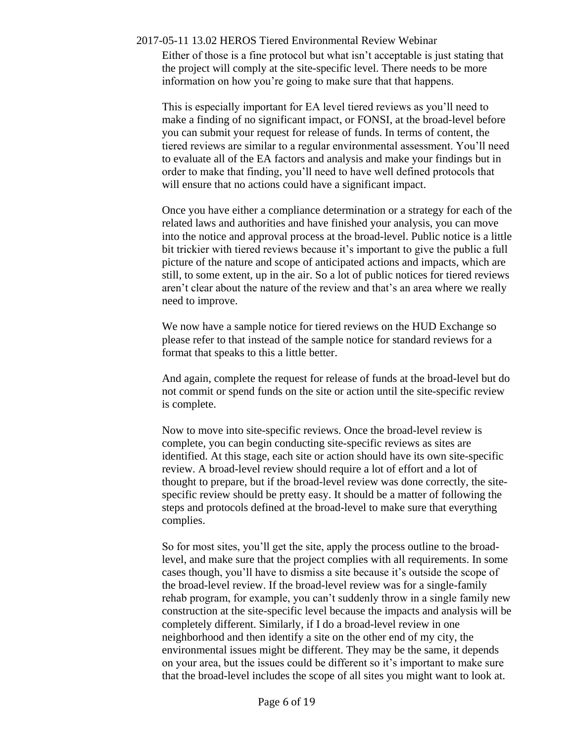Either of those is a fine protocol but what isn't acceptable is just stating that the project will comply at the site-specific level. There needs to be more information on how you're going to make sure that that happens.

This is especially important for EA level tiered reviews as you'll need to make a finding of no significant impact, or FONSI, at the broad-level before you can submit your request for release of funds. In terms of content, the tiered reviews are similar to a regular environmental assessment. You'll need to evaluate all of the EA factors and analysis and make your findings but in order to make that finding, you'll need to have well defined protocols that will ensure that no actions could have a significant impact.

Once you have either a compliance determination or a strategy for each of the related laws and authorities and have finished your analysis, you can move into the notice and approval process at the broad-level. Public notice is a little bit trickier with tiered reviews because it's important to give the public a full picture of the nature and scope of anticipated actions and impacts, which are still, to some extent, up in the air. So a lot of public notices for tiered reviews aren't clear about the nature of the review and that's an area where we really need to improve.

We now have a sample notice for tiered reviews on the HUD Exchange so please refer to that instead of the sample notice for standard reviews for a format that speaks to this a little better.

And again, complete the request for release of funds at the broad-level but do not commit or spend funds on the site or action until the site-specific review is complete.

Now to move into site-specific reviews. Once the broad-level review is complete, you can begin conducting site-specific reviews as sites are identified. At this stage, each site or action should have its own site-specific review. A broad-level review should require a lot of effort and a lot of thought to prepare, but if the broad-level review was done correctly, the site-specific review should be pretty easy. It should be a matter of following the steps and protocols defined at the broad-level to make sure that everything complies.

So for most sites, you'll get the site, apply the process outline to the broad-level, and make sure that the project complies with all requirements. In some cases though, you'll have to dismiss a site because it's outside the scope of the broad-level review. If the broad-level review was for a single-family rehab program, for example, you can't suddenly throw in a single family new construction at the site-specific level because the impacts and analysis will be completely different. Similarly, if I do a broad-level review in one neighborhood and then identify a site on the other end of my city, the environmental issues might be different. They may be the same, it depends on your area, but the issues could be different so it's important to make sure that the broad-level includes the scope of all sites you might want to look at.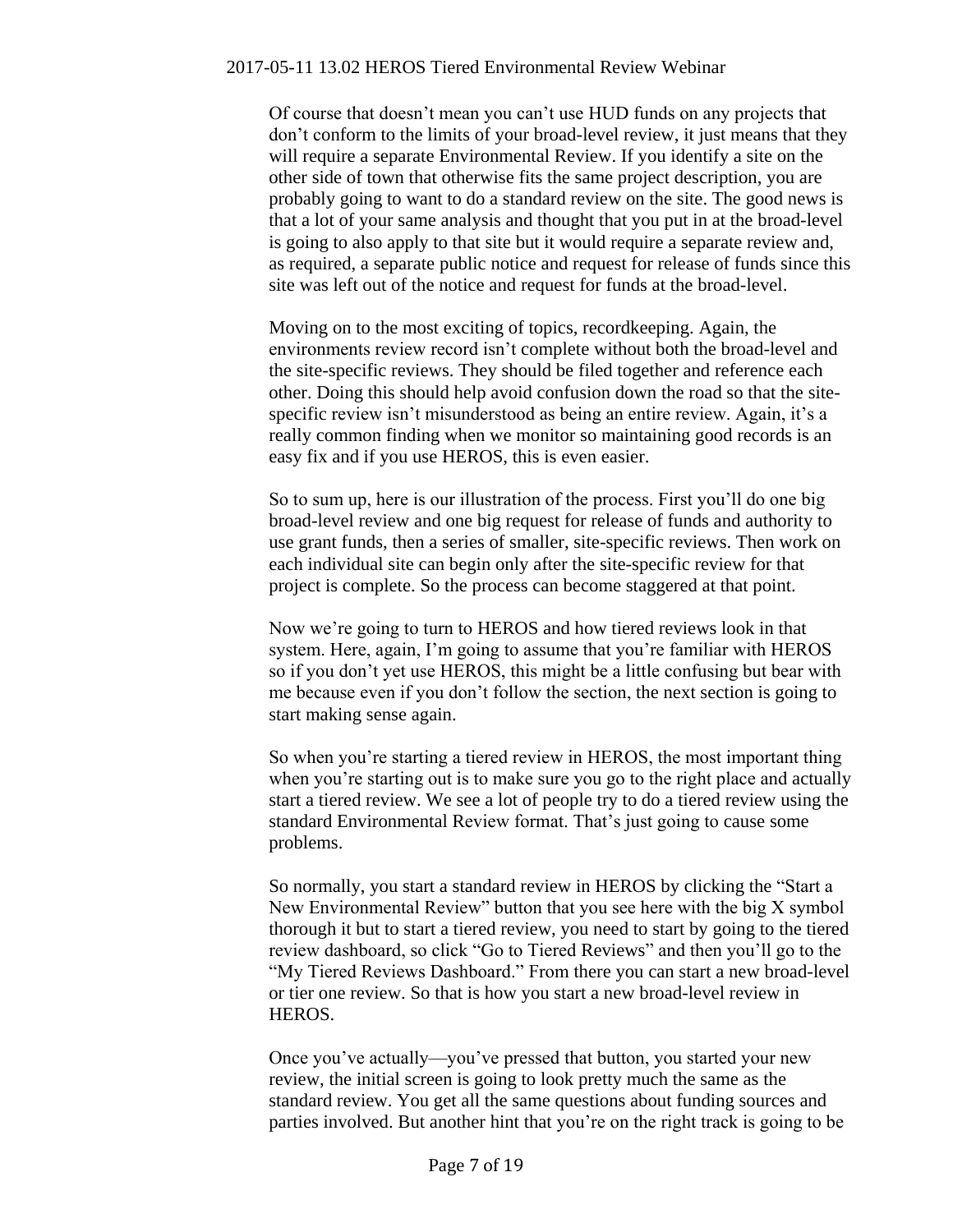Of course that doesn't mean you can't use HUD funds on any projects that don't conform to the limits of your broad-level review, it just means that they will require a separate Environmental Review. If you identify a site on the other side of town that otherwise fits the same project description, you are probably going to want to do a standard review on the site. The good news is that a lot of your same analysis and thought that you put in at the broad-level is going to also apply to that site but it would require a separate review and, as required, a separate public notice and request for release of funds since this site was left out of the notice and request for funds at the broad-level.

Moving on to the most exciting of topics, recordkeeping. Again, the environments review record isn't complete without both the broad-level and the site-specific reviews. They should be filed together and reference each other. Doing this should help avoid confusion down the road so that the site-specific review isn't misunderstood as being an entire review. Again, it's a really common finding when we monitor so maintaining good records is an easy fix and if you use HEROS, this is even easier.

So to sum up, here is our illustration of the process. First you'll do one big broad-level review and one big request for release of funds and authority to use grant funds, then a series of smaller, site-specific reviews. Then work on each individual site can begin only after the site-specific review for that project is complete. So the process can become staggered at that point.

Now we're going to turn to HEROS and how tiered reviews look in that system. Here, again, I'm going to assume that you're familiar with HEROS so if you don't yet use HEROS, this might be a little confusing but bear with me because even if you don't follow the section, the next section is going to start making sense again.

So when you're starting a tiered review in HEROS, the most important thing when you're starting out is to make sure you go to the right place and actually start a tiered review. We see a lot of people try to do a tiered review using the standard Environmental Review format. That's just going to cause some problems.

So normally, you start a standard review in HEROS by clicking the "Start a New Environmental Review" button that you see here with the big X symbol thorough it but to start a tiered review, you need to start by going to the tiered review dashboard, so click "Go to Tiered Reviews" and then you'll go to the "My Tiered Reviews Dashboard." From there you can start a new broad-level or tier one review. So that is how you start a new broad-level review in HEROS.

Once you've actually—you've pressed that button, you started your new review, the initial screen is going to look pretty much the same as the standard review. You get all the same questions about funding sources and parties involved. But another hint that you're on the right track is going to be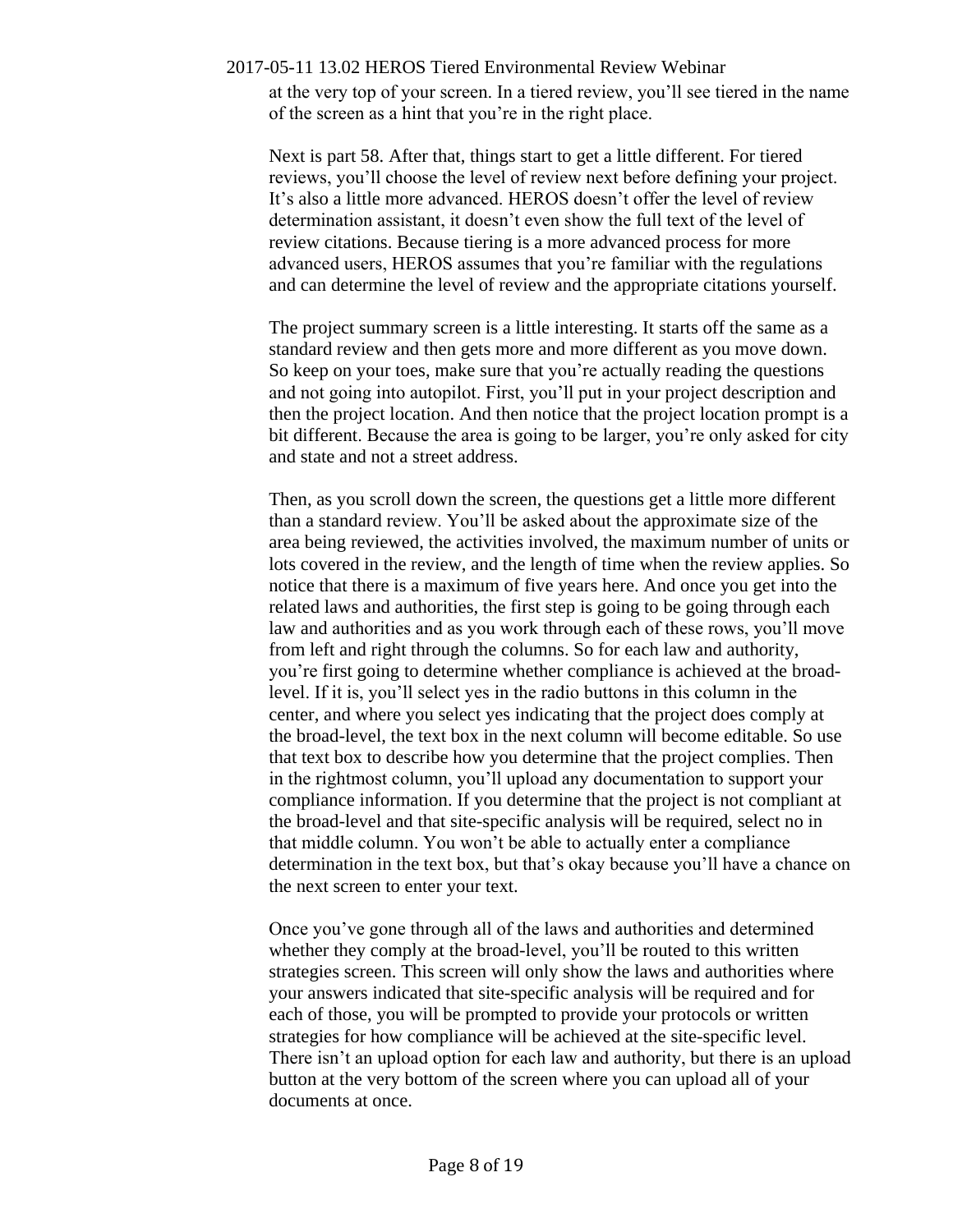at the very top of your screen. In a tiered review, you'll see tiered in the name of the screen as a hint that you're in the right place.

Next is part 58. After that, things start to get a little different. For tiered reviews, you'll choose the level of review next before defining your project. It's also a little more advanced. HEROS doesn't offer the level of review determination assistant, it doesn't even show the full text of the level of review citations. Because tiering is a more advanced process for more advanced users, HEROS assumes that you're familiar with the regulations and can determine the level of review and the appropriate citations yourself.

The project summary screen is a little interesting. It starts off the same as a standard review and then gets more and more different as you move down. So keep on your toes, make sure that you're actually reading the questions and not going into autopilot. First, you'll put in your project description and then the project location. And then notice that the project location prompt is a bit different. Because the area is going to be larger, you're only asked for city and state and not a street address.

Then, as you scroll down the screen, the questions get a little more different than a standard review. You'll be asked about the approximate size of the area being reviewed, the activities involved, the maximum number of units or lots covered in the review, and the length of time when the review applies. So notice that there is a maximum of five years here. And once you get into the related laws and authorities, the first step is going to be going through each law and authorities and as you work through each of these rows, you'll move from left and right through the columns. So for each law and authority, you're first going to determine whether compliance is achieved at the broad-level. If it is, you'll select yes in the radio buttons in this column in the center, and where you select yes indicating that the project does comply at the broad-level, the text box in the next column will become editable. So use that text box to describe how you determine that the project complies. Then in the rightmost column, you'll upload any documentation to support your compliance information. If you determine that the project is not compliant at the broad-level and that site-specific analysis will be required, select no in that middle column. You won't be able to actually enter a compliance determination in the text box, but that's okay because you'll have a chance on the next screen to enter your text.

Once you've gone through all of the laws and authorities and determined whether they comply at the broad-level, you'll be routed to this written strategies screen. This screen will only show the laws and authorities where your answers indicated that site-specific analysis will be required and for each of those, you will be prompted to provide your protocols or written strategies for how compliance will be achieved at the site-specific level. There isn't an upload option for each law and authority, but there is an upload button at the very bottom of the screen where you can upload all of your documents at once.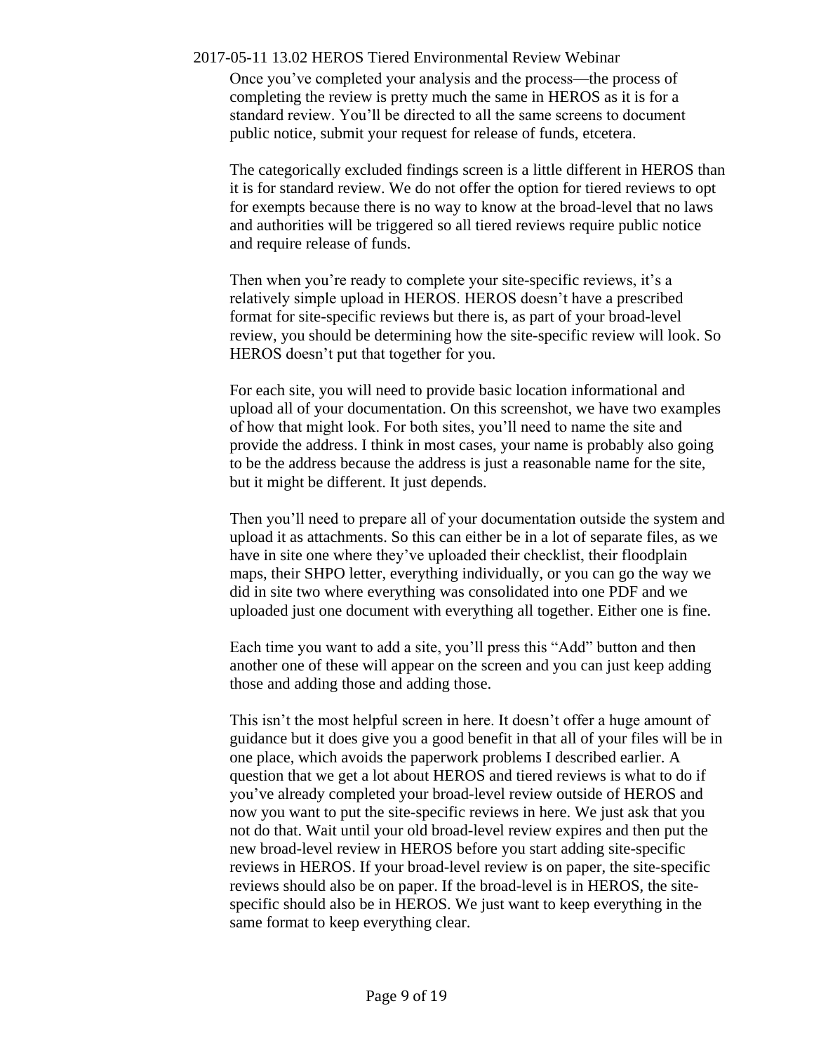Once you've completed your analysis and the process—the process of completing the review is pretty much the same in HEROS as it is for a standard review. You'll be directed to all the same screens to document public notice, submit your request for release of funds, etcetera.

The categorically excluded findings screen is a little different in HEROS than it is for standard review. We do not offer the option for tiered reviews to opt for exempts because there is no way to know at the broad-level that no laws and authorities will be triggered so all tiered reviews require public notice and require release of funds.

Then when you're ready to complete your site-specific reviews, it's a relatively simple upload in HEROS. HEROS doesn't have a prescribed format for site-specific reviews but there is, as part of your broad-level review, you should be determining how the site-specific review will look. So HEROS doesn't put that together for you.

For each site, you will need to provide basic location informational and upload all of your documentation. On this screenshot, we have two examples of how that might look. For both sites, you'll need to name the site and provide the address. I think in most cases, your name is probably also going to be the address because the address is just a reasonable name for the site, but it might be different. It just depends.

Then you'll need to prepare all of your documentation outside the system and upload it as attachments. So this can either be in a lot of separate files, as we have in site one where they've uploaded their checklist, their floodplain maps, their SHPO letter, everything individually, or you can go the way we did in site two where everything was consolidated into one PDF and we uploaded just one document with everything all together. Either one is fine.

Each time you want to add a site, you'll press this "Add" button and then another one of these will appear on the screen and you can just keep adding those and adding those and adding those.

This isn't the most helpful screen in here. It doesn't offer a huge amount of guidance but it does give you a good benefit in that all of your files will be in one place, which avoids the paperwork problems I described earlier. A question that we get a lot about HEROS and tiered reviews is what to do if you've already completed your broad-level review outside of HEROS and now you want to put the site-specific reviews in here. We just ask that you not do that. Wait until your old broad-level review expires and then put the new broad-level review in HEROS before you start adding site-specific reviews in HEROS. If your broad-level review is on paper, the site-specific reviews should also be on paper. If the broad-level is in HEROS, the site-specific should also be in HEROS. We just want to keep everything in the same format to keep everything clear.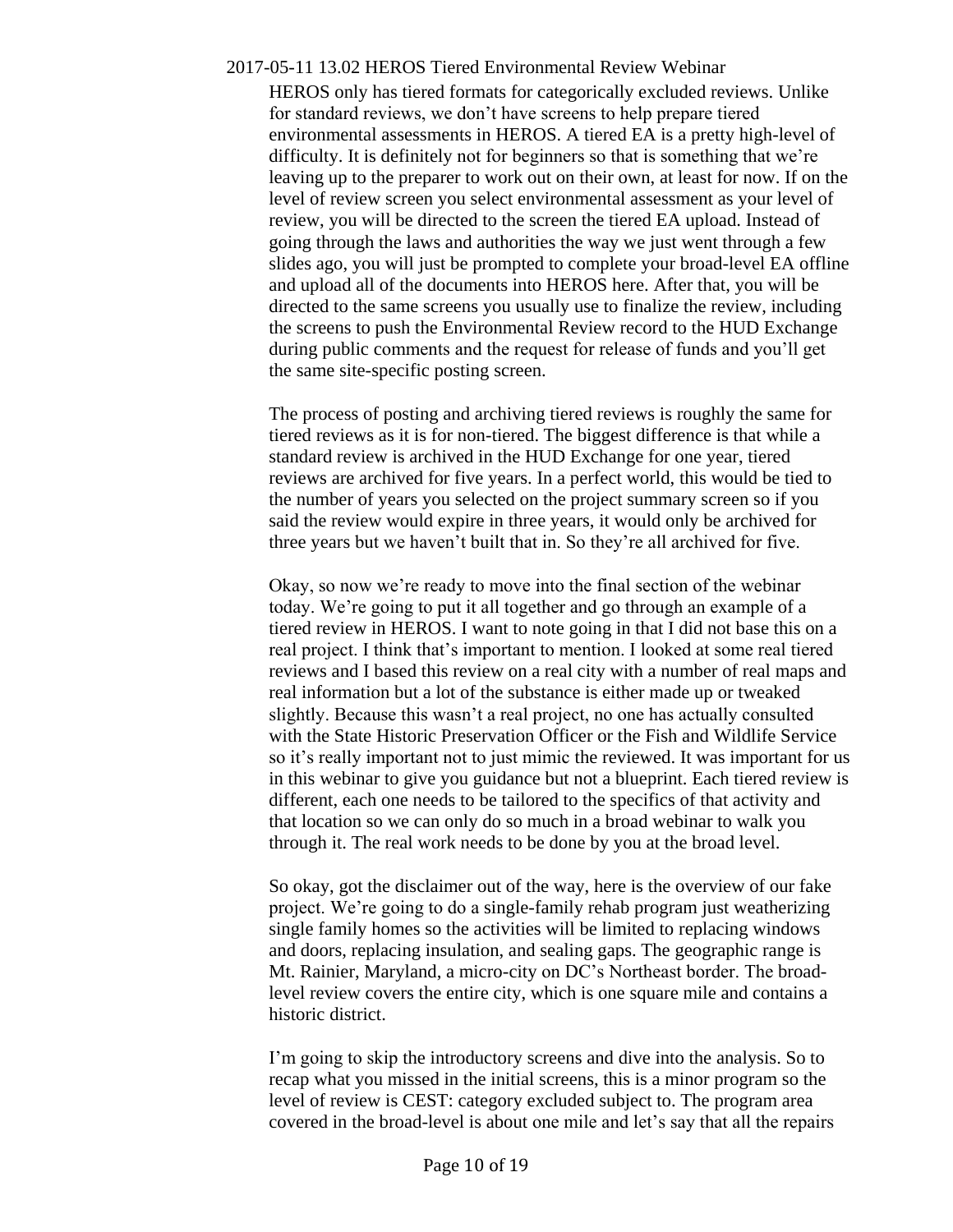HEROS only has tiered formats for categorically excluded reviews. Unlike for standard reviews, we don't have screens to help prepare tiered environmental assessments in HEROS. A tiered EA is a pretty high-level of difficulty. It is definitely not for beginners so that is something that we're leaving up to the preparer to work out on their own, at least for now. If on the level of review screen you select environmental assessment as your level of review, you will be directed to the screen the tiered EA upload. Instead of going through the laws and authorities the way we just went through a few slides ago, you will just be prompted to complete your broad-level EA offline and upload all of the documents into HEROS here. After that, you will be directed to the same screens you usually use to finalize the review, including the screens to push the Environmental Review record to the HUD Exchange during public comments and the request for release of funds and you'll get the same site-specific posting screen.

The process of posting and archiving tiered reviews is roughly the same for tiered reviews as it is for non-tiered. The biggest difference is that while a standard review is archived in the HUD Exchange for one year, tiered reviews are archived for five years. In a perfect world, this would be tied to the number of years you selected on the project summary screen so if you said the review would expire in three years, it would only be archived for three years but we haven't built that in. So they're all archived for five.

Okay, so now we're ready to move into the final section of the webinar today. We're going to put it all together and go through an example of a tiered review in HEROS. I want to note going in that I did not base this on a real project. I think that's important to mention. I looked at some real tiered reviews and I based this review on a real city with a number of real maps and real information but a lot of the substance is either made up or tweaked slightly. Because this wasn't a real project, no one has actually consulted with the State Historic Preservation Officer or the Fish and Wildlife Service so it's really important not to just mimic the reviewed. It was important for us in this webinar to give you guidance but not a blueprint. Each tiered review is different, each one needs to be tailored to the specifics of that activity and that location so we can only do so much in a broad webinar to walk you through it. The real work needs to be done by you at the broad level.

So okay, got the disclaimer out of the way, here is the overview of our fake project. We're going to do a single-family rehab program just weatherizing single family homes so the activities will be limited to replacing windows and doors, replacing insulation, and sealing gaps. The geographic range is Mt. Rainier, Maryland, a micro-city on DC's Northeast border. The broad-level review covers the entire city, which is one square mile and contains a historic district.

I'm going to skip the introductory screens and dive into the analysis. So to recap what you missed in the initial screens, this is a minor program so the level of review is CEST: category excluded subject to. The program area covered in the broad-level is about one mile and let's say that all the repairs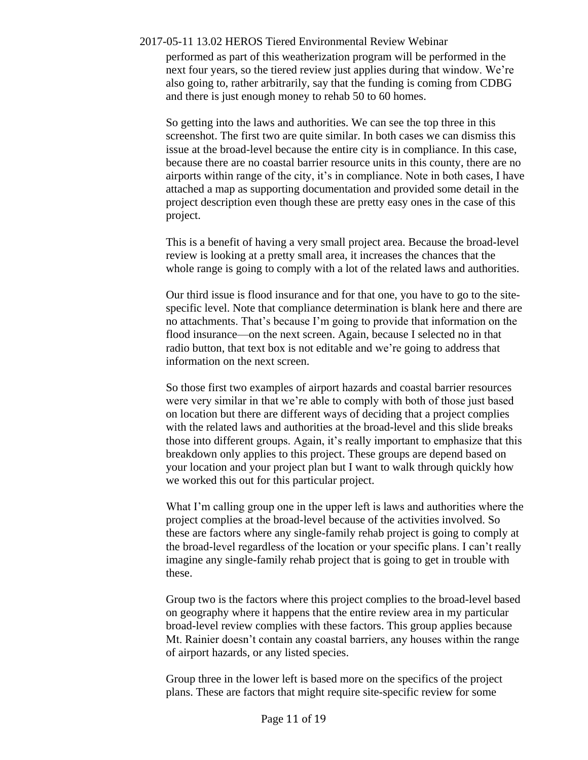performed as part of this weatherization program will be performed in the next four years, so the tiered review just applies during that window. We're also going to, rather arbitrarily, say that the funding is coming from CDBG and there is just enough money to rehab 50 to 60 homes.

So getting into the laws and authorities. We can see the top three in this screenshot. The first two are quite similar. In both cases we can dismiss this issue at the broad-level because the entire city is in compliance. In this case, because there are no coastal barrier resource units in this county, there are no airports within range of the city, it's in compliance. Note in both cases, I have attached a map as supporting documentation and provided some detail in the project description even though these are pretty easy ones in the case of this project.

This is a benefit of having a very small project area. Because the broad-level review is looking at a pretty small area, it increases the chances that the whole range is going to comply with a lot of the related laws and authorities.

Our third issue is flood insurance and for that one, you have to go to the site-specific level. Note that compliance determination is blank here and there are no attachments. That's because I'm going to provide that information on the flood insurance—on the next screen. Again, because I selected no in that radio button, that text box is not editable and we're going to address that information on the next screen.

So those first two examples of airport hazards and coastal barrier resources were very similar in that we're able to comply with both of those just based on location but there are different ways of deciding that a project complies with the related laws and authorities at the broad-level and this slide breaks those into different groups. Again, it's really important to emphasize that this breakdown only applies to this project. These groups are depend based on your location and your project plan but I want to walk through quickly how we worked this out for this particular project.

What I'm calling group one in the upper left is laws and authorities where the project complies at the broad-level because of the activities involved. So these are factors where any single-family rehab project is going to comply at the broad-level regardless of the location or your specific plans. I can't really imagine any single-family rehab project that is going to get in trouble with these.

Group two is the factors where this project complies to the broad-level based on geography where it happens that the entire review area in my particular broad-level review complies with these factors. This group applies because Mt. Rainier doesn't contain any coastal barriers, any houses within the range of airport hazards, or any listed species.

Group three in the lower left is based more on the specifics of the project plans. These are factors that might require site-specific review for some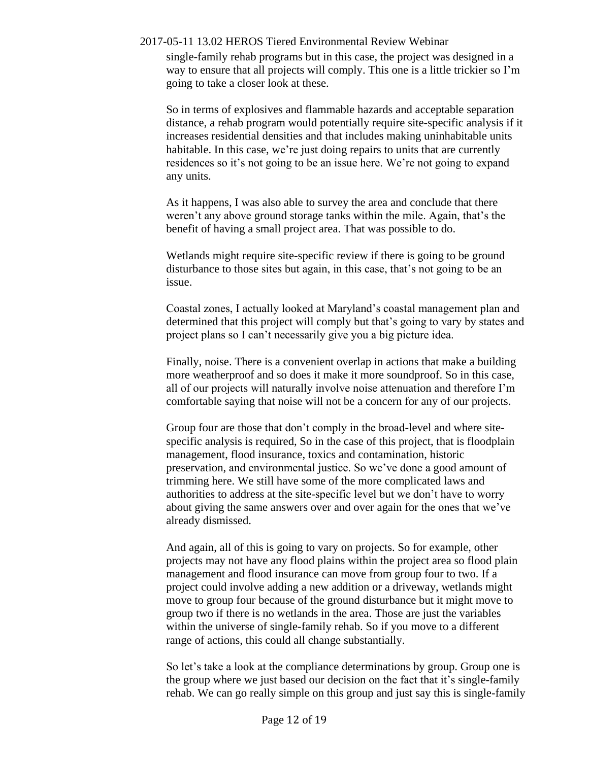single-family rehab programs but in this case, the project was designed in a way to ensure that all projects will comply. This one is a little trickier so I'm going to take a closer look at these.

So in terms of explosives and flammable hazards and acceptable separation distance, a rehab program would potentially require site-specific analysis if it increases residential densities and that includes making uninhabitable units habitable. In this case, we're just doing repairs to units that are currently residences so it's not going to be an issue here. We're not going to expand any units.

As it happens, I was also able to survey the area and conclude that there weren't any above ground storage tanks within the mile. Again, that's the benefit of having a small project area. That was possible to do.

Wetlands might require site-specific review if there is going to be ground disturbance to those sites but again, in this case, that's not going to be an issue.

Coastal zones, I actually looked at Maryland's coastal management plan and determined that this project will comply but that's going to vary by states and project plans so I can't necessarily give you a big picture idea.

Finally, noise. There is a convenient overlap in actions that make a building more weatherproof and so does it make it more soundproof. So in this case, all of our projects will naturally involve noise attenuation and therefore I'm comfortable saying that noise will not be a concern for any of our projects.

Group four are those that don't comply in the broad-level and where site-specific analysis is required, So in the case of this project, that is floodplain management, flood insurance, toxics and contamination, historic preservation, and environmental justice. So we've done a good amount of trimming here. We still have some of the more complicated laws and authorities to address at the site-specific level but we don't have to worry about giving the same answers over and over again for the ones that we've already dismissed.

And again, all of this is going to vary on projects. So for example, other projects may not have any flood plains within the project area so flood plain management and flood insurance can move from group four to two. If a project could involve adding a new addition or a driveway, wetlands might move to group four because of the ground disturbance but it might move to group two if there is no wetlands in the area. Those are just the variables within the universe of single-family rehab. So if you move to a different range of actions, this could all change substantially.

So let's take a look at the compliance determinations by group. Group one is the group where we just based our decision on the fact that it's single-family rehab. We can go really simple on this group and just say this is single-family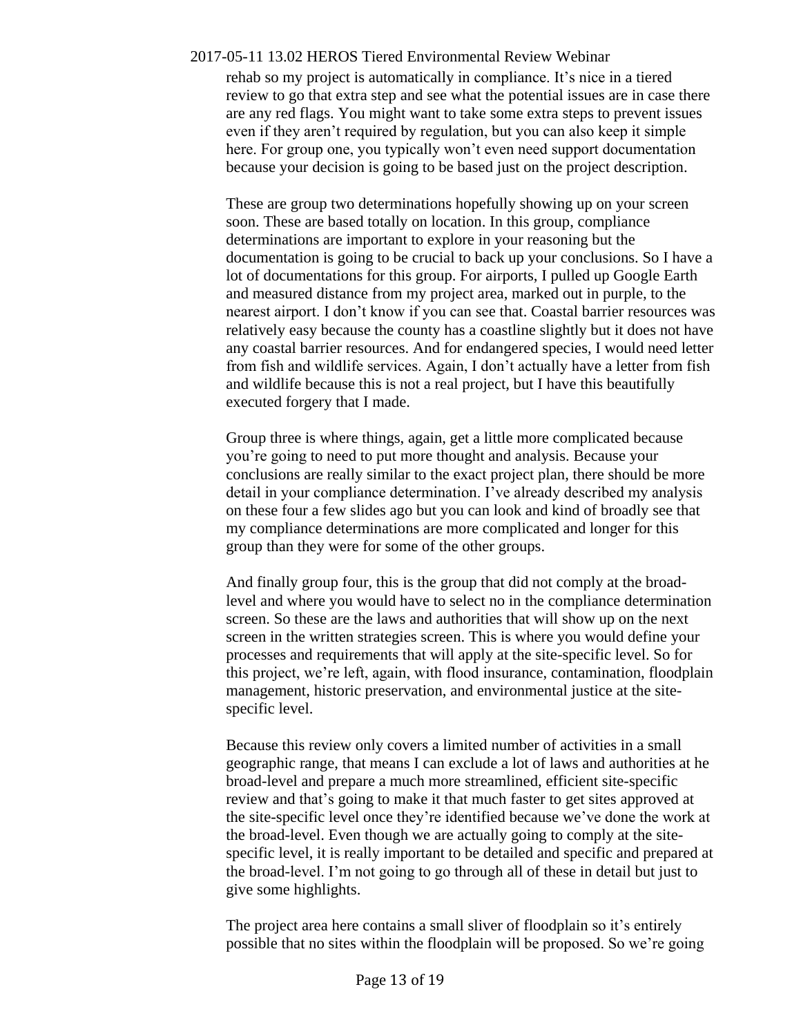rehab so my project is automatically in compliance. It's nice in a tiered review to go that extra step and see what the potential issues are in case there are any red flags. You might want to take some extra steps to prevent issues even if they aren't required by regulation, but you can also keep it simple here. For group one, you typically won't even need support documentation because your decision is going to be based just on the project description.

These are group two determinations hopefully showing up on your screen soon. These are based totally on location. In this group, compliance determinations are important to explore in your reasoning but the documentation is going to be crucial to back up your conclusions. So I have a lot of documentations for this group. For airports, I pulled up Google Earth and measured distance from my project area, marked out in purple, to the nearest airport. I don't know if you can see that. Coastal barrier resources was relatively easy because the county has a coastline slightly but it does not have any coastal barrier resources. And for endangered species, I would need letter from fish and wildlife services. Again, I don't actually have a letter from fish and wildlife because this is not a real project, but I have this beautifully executed forgery that I made.

Group three is where things, again, get a little more complicated because you're going to need to put more thought and analysis. Because your conclusions are really similar to the exact project plan, there should be more detail in your compliance determination. I've already described my analysis on these four a few slides ago but you can look and kind of broadly see that my compliance determinations are more complicated and longer for this group than they were for some of the other groups.

And finally group four, this is the group that did not comply at the broad-level and where you would have to select no in the compliance determination screen. So these are the laws and authorities that will show up on the next screen in the written strategies screen. This is where you would define your processes and requirements that will apply at the site-specific level. So for this project, we're left, again, with flood insurance, contamination, floodplain management, historic preservation, and environmental justice at the site-specific level.

Because this review only covers a limited number of activities in a small geographic range, that means I can exclude a lot of laws and authorities at he broad-level and prepare a much more streamlined, efficient site-specific review and that's going to make it that much faster to get sites approved at the site-specific level once they're identified because we've done the work at the broad-level. Even though we are actually going to comply at the site-specific level, it is really important to be detailed and specific and prepared at the broad-level. I'm not going to go through all of these in detail but just to give some highlights.

The project area here contains a small sliver of floodplain so it's entirely possible that no sites within the floodplain will be proposed. So we're going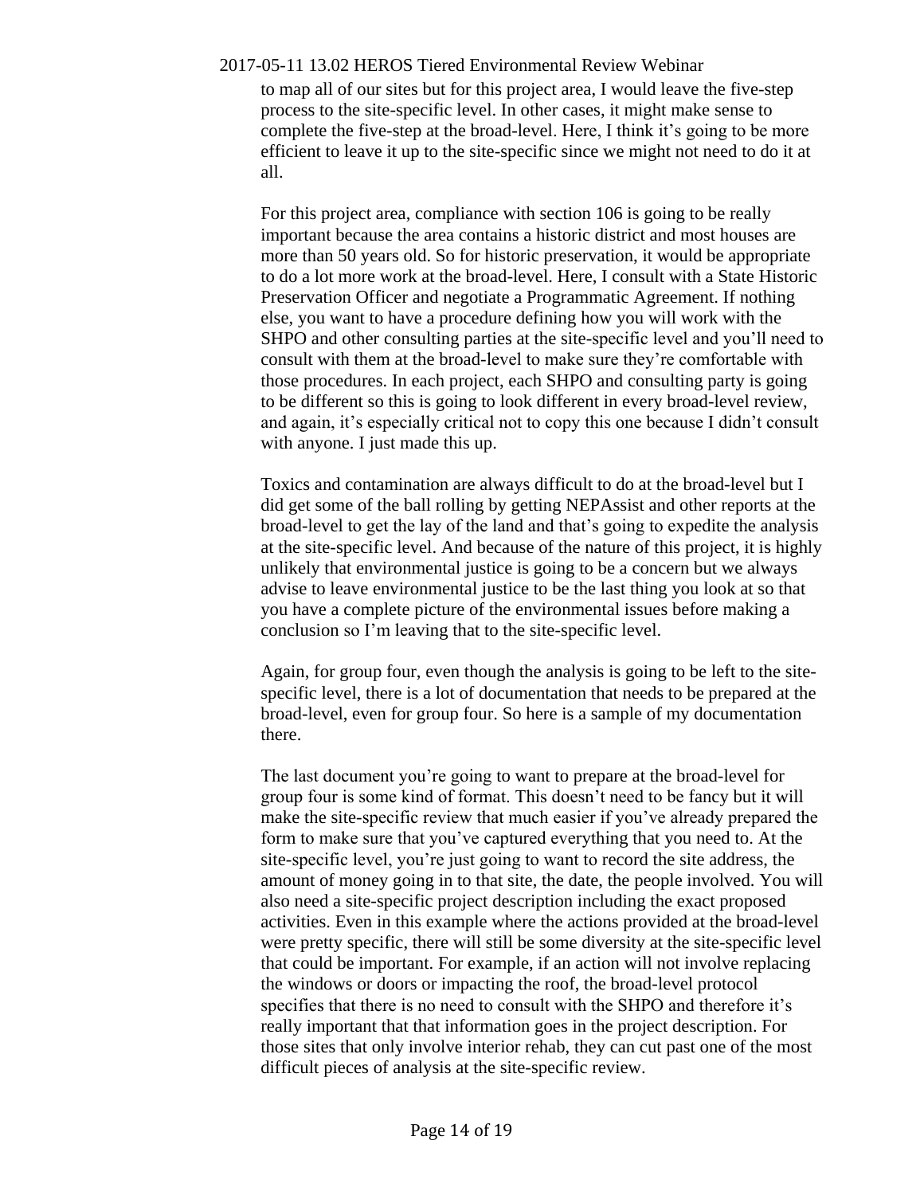to map all of our sites but for this project area, I would leave the five-step process to the site-specific level. In other cases, it might make sense to complete the five-step at the broad-level. Here, I think it's going to be more efficient to leave it up to the site-specific since we might not need to do it at all.

For this project area, compliance with section 106 is going to be really important because the area contains a historic district and most houses are more than 50 years old. So for historic preservation, it would be appropriate to do a lot more work at the broad-level. Here, I consult with a State Historic Preservation Officer and negotiate a Programmatic Agreement. If nothing else, you want to have a procedure defining how you will work with the SHPO and other consulting parties at the site-specific level and you'll need to consult with them at the broad-level to make sure they're comfortable with those procedures. In each project, each SHPO and consulting party is going to be different so this is going to look different in every broad-level review, and again, it's especially critical not to copy this one because I didn't consult with anyone. I just made this up.

Toxics and contamination are always difficult to do at the broad-level but I did get some of the ball rolling by getting NEPAssist and other reports at the broad-level to get the lay of the land and that's going to expedite the analysis at the site-specific level. And because of the nature of this project, it is highly unlikely that environmental justice is going to be a concern but we always advise to leave environmental justice to be the last thing you look at so that you have a complete picture of the environmental issues before making a conclusion so I'm leaving that to the site-specific level.

Again, for group four, even though the analysis is going to be left to the site-specific level, there is a lot of documentation that needs to be prepared at the broad-level, even for group four. So here is a sample of my documentation there.

The last document you're going to want to prepare at the broad-level for group four is some kind of format. This doesn't need to be fancy but it will make the site-specific review that much easier if you've already prepared the form to make sure that you've captured everything that you need to. At the site-specific level, you're just going to want to record the site address, the amount of money going in to that site, the date, the people involved. You will also need a site-specific project description including the exact proposed activities. Even in this example where the actions provided at the broad-level were pretty specific, there will still be some diversity at the site-specific level that could be important. For example, if an action will not involve replacing the windows or doors or impacting the roof, the broad-level protocol specifies that there is no need to consult with the SHPO and therefore it's really important that that information goes in the project description. For those sites that only involve interior rehab, they can cut past one of the most difficult pieces of analysis at the site-specific review.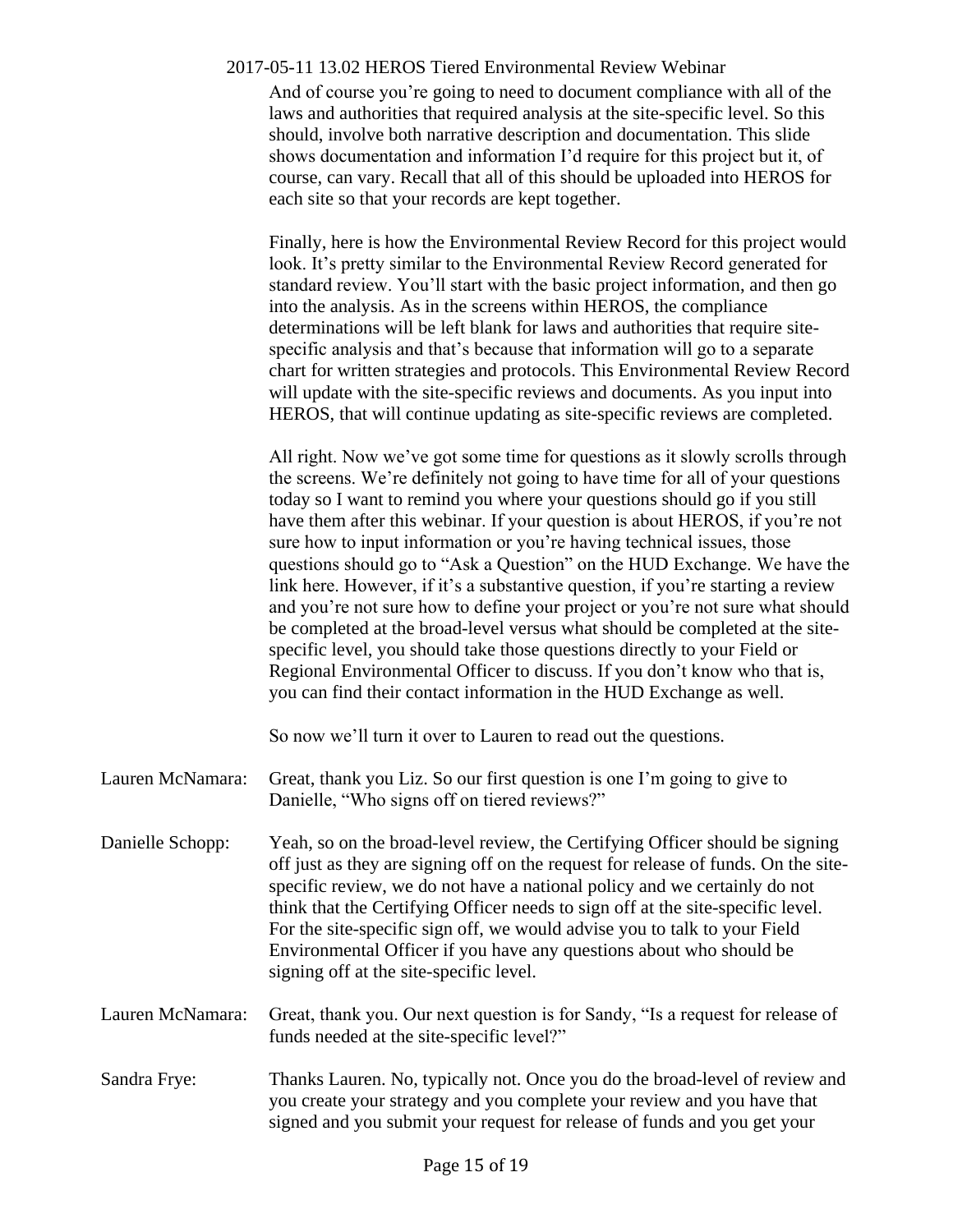And of course you're going to need to document compliance with all of the laws and authorities that required analysis at the site-specific level. So this should, involve both narrative description and documentation. This slide shows documentation and information I'd require for this project but it, of course, can vary. Recall that all of this should be uploaded into HEROS for each site so that your records are kept together.

Finally, here is how the Environmental Review Record for this project would look. It's pretty similar to the Environmental Review Record generated for standard review. You'll start with the basic project information, and then go into the analysis. As in the screens within HEROS, the compliance determinations will be left blank for laws and authorities that require site-specific analysis and that's because that information will go to a separate chart for written strategies and protocols. This Environmental Review Record will update with the site-specific reviews and documents. As you input into HEROS, that will continue updating as site-specific reviews are completed.

All right. Now we've got some time for questions as it slowly scrolls through the screens. We're definitely not going to have time for all of your questions today so I want to remind you where your questions should go if you still have them after this webinar. If your question is about HEROS, if you're not sure how to input information or you're having technical issues, those questions should go to "Ask a Question" on the HUD Exchange. We have the link here. However, if it's a substantive question, if you're starting a review and you're not sure how to define your project or you're not sure what should be completed at the broad-level versus what should be completed at the site-specific level, you should take those questions directly to your Field or Regional Environmental Officer to discuss. If you don't know who that is, you can find their contact information in the HUD Exchange as well.

So now we'll turn it over to Lauren to read out the questions.

**Lauren McNamara:** Great, thank you Liz. So our first question is one I'm going to give to Danielle, "Who signs off on tiered reviews?"

**Danielle Schopp:** Yeah, so on the broad-level review, the Certifying Officer should be signing off just as they are signing off on the request for release of funds. On the site-specific review, we do not have a national policy and we certainly do not think that the Certifying Officer needs to sign off at the site-specific level. For the site-specific sign off, we would advise you to talk to your Field Environmental Officer if you have any questions about who should be signing off at the site-specific level.

**Lauren McNamara:** Great, thank you. Our next question is for Sandy, "Is a request for release of funds needed at the site-specific level?"

**Sandra Frye:** Thanks Lauren. No, typically not. Once you do the broad-level of review and you create your strategy and you complete your review and you have that signed and you submit your request for release of funds and you get your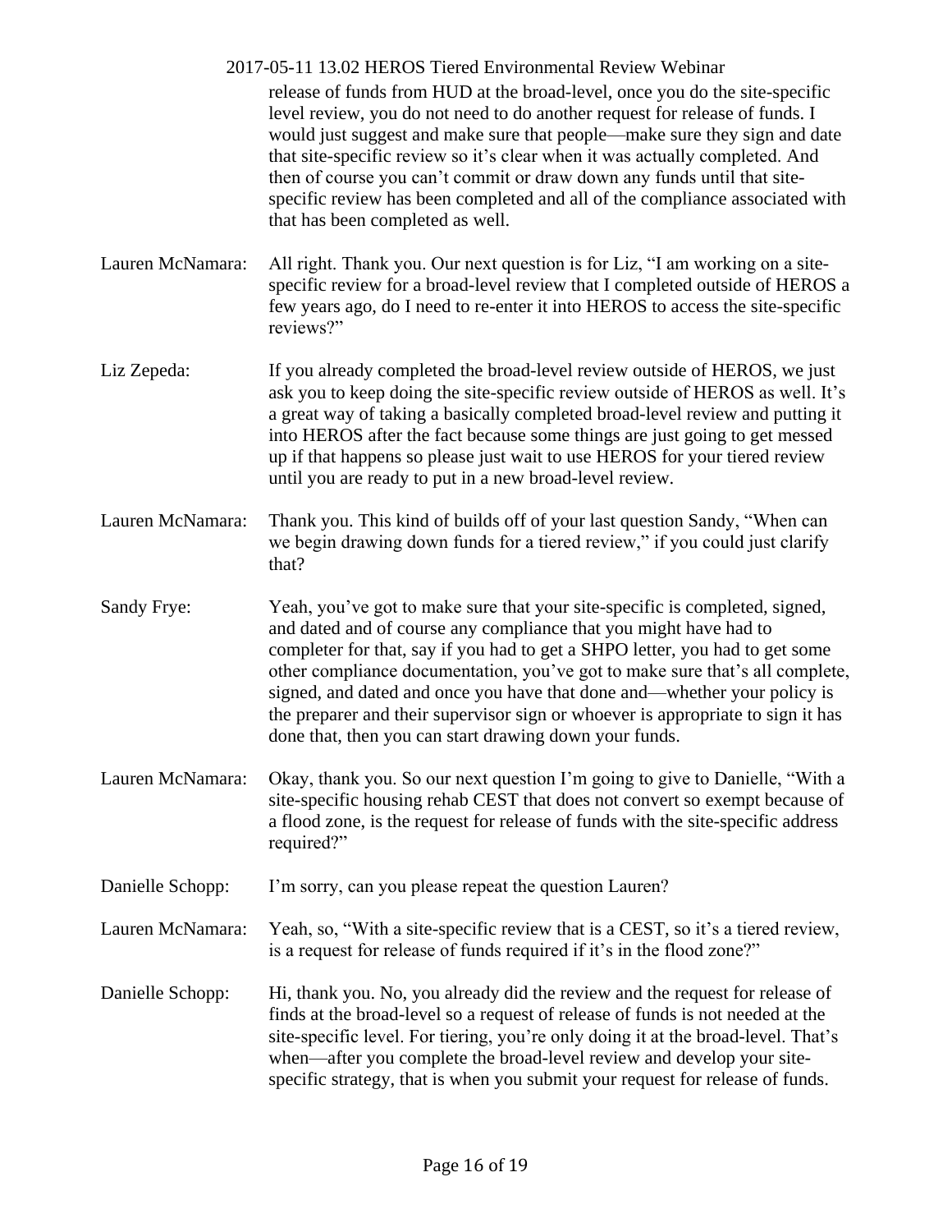release of funds from HUD at the broad-level, once you do the site-specific level review, you do not need to do another request for release of funds. I would just suggest and make sure that people—make sure they sign and date that site-specific review so it's clear when it was actually completed. And then of course you can't commit or draw down any funds until that site-specific review has been completed and all of the compliance associated with that has been completed as well.

**Lauren McNamara:** All right. Thank you. Our next question is for Liz, "I am working on a site-specific review for a broad-level review that I completed outside of HEROS a few years ago, do I need to re-enter it into HEROS to access the site-specific reviews?"

**Liz Zepeda:** If you already completed the broad-level review outside of HEROS, we just ask you to keep doing the site-specific review outside of HEROS as well. It's a great way of taking a basically completed broad-level review and putting it into HEROS after the fact because some things are just going to get messed up if that happens so please just wait to use HEROS for your tiered review until you are ready to put in a new broad-level review.

**Lauren McNamara:** Thank you. This kind of builds off of your last question Sandy, "When can we begin drawing down funds for a tiered review," if you could just clarify that?

**Sandy Frye:** Yeah, you've got to make sure that your site-specific is completed, signed, and dated and of course any compliance that you might have had to completer for that, say if you had to get a SHPO letter, you had to get some other compliance documentation, you've got to make sure that's all complete, signed, and dated and once you have that done and—whether your policy is the preparer and their supervisor sign or whoever is appropriate to sign it has done that, then you can start drawing down your funds.

**Lauren McNamara:** Okay, thank you. So our next question I'm going to give to Danielle, "With a site-specific housing rehab CEST that does not convert so exempt because of a flood zone, is the request for release of funds with the site-specific address required?"

**Danielle Schopp:** I'm sorry, can you please repeat the question Lauren?

**Lauren McNamara:** Yeah, so, "With a site-specific review that is a CEST, so it's a tiered review, is a request for release of funds required if it's in the flood zone?"

**Danielle Schopp:** Hi, thank you. No, you already did the review and the request for release of finds at the broad-level so a request of release of funds is not needed at the site-specific level. For tiering, you're only doing it at the broad-level. That's when—after you complete the broad-level review and develop your site-specific strategy, that is when you submit your request for release of funds.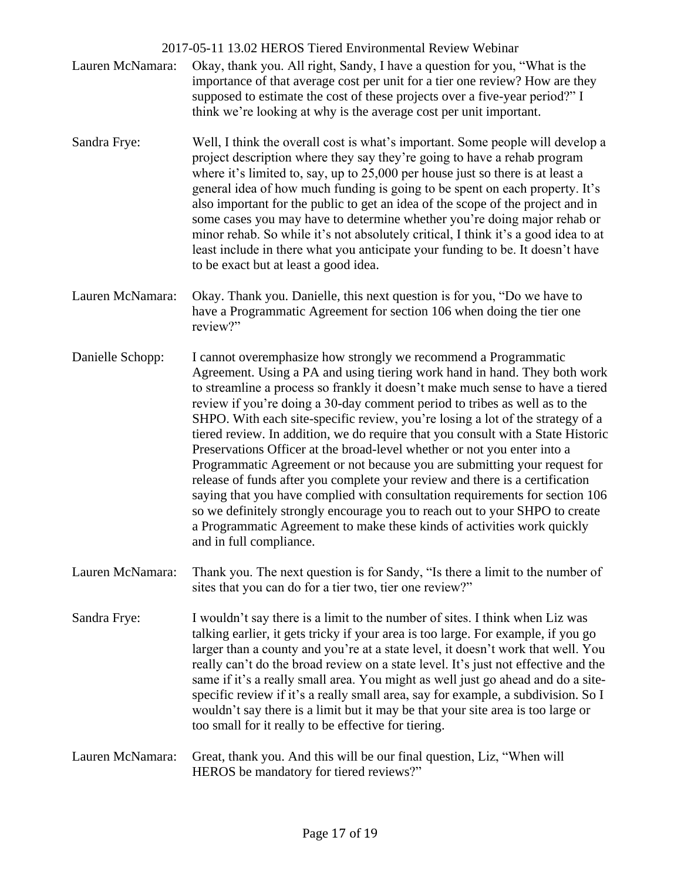**Lauren McNamara:** Okay, thank you. All right, Sandy, I have a question for you, "What is the importance of that average cost per unit for a tier one review? How are they supposed to estimate the cost of these projects over a five-year period?" I think we're looking at why is the average cost per unit important.

**Sandra Frye:** Well, I think the overall cost is what's important. Some people will develop a project description where they say they're going to have a rehab program where it's limited to, say, up to 25,000 per house just so there is at least a general idea of how much funding is going to be spent on each property. It's also important for the public to get an idea of the scope of the project and in some cases you may have to determine whether you're doing major rehab or minor rehab. So while it's not absolutely critical, I think it's a good idea to at least include in there what you anticipate your funding to be. It doesn't have to be exact but at least a good idea.

**Lauren McNamara:** Okay. Thank you. Danielle, this next question is for you, "Do we have to have a Programmatic Agreement for section 106 when doing the tier one review?"

**Danielle Schopp:** I cannot overemphasize how strongly we recommend a Programmatic Agreement. Using a PA and using tiering work hand in hand. They both work to streamline a process so frankly it doesn't make much sense to have a tiered review if you're doing a 30-day comment period to tribes as well as to the SHPO. With each site-specific review, you're losing a lot of the strategy of a tiered review. In addition, we do require that you consult with a State Historic Preservations Officer at the broad-level whether or not you enter into a Programmatic Agreement or not because you are submitting your request for release of funds after you complete your review and there is a certification saying that you have complied with consultation requirements for section 106 so we definitely strongly encourage you to reach out to your SHPO to create a Programmatic Agreement to make these kinds of activities work quickly and in full compliance.

**Lauren McNamara:** Thank you. The next question is for Sandy, "Is there a limit to the number of sites that you can do for a tier two, tier one review?"

**Sandra Frye:** I wouldn't say there is a limit to the number of sites. I think when Liz was talking earlier, it gets tricky if your area is too large. For example, if you go larger than a county and you're at a state level, it doesn't work that well. You really can't do the broad review on a state level. It's just not effective and the same if it's a really small area. You might as well just go ahead and do a site-specific review if it's a really small area, say for example, a subdivision. So I wouldn't say there is a limit but it may be that your site area is too large or too small for it really to be effective for tiering.

**Lauren McNamara:** Great, thank you. And this will be our final question, Liz, "When will HEROS be mandatory for tiered reviews?"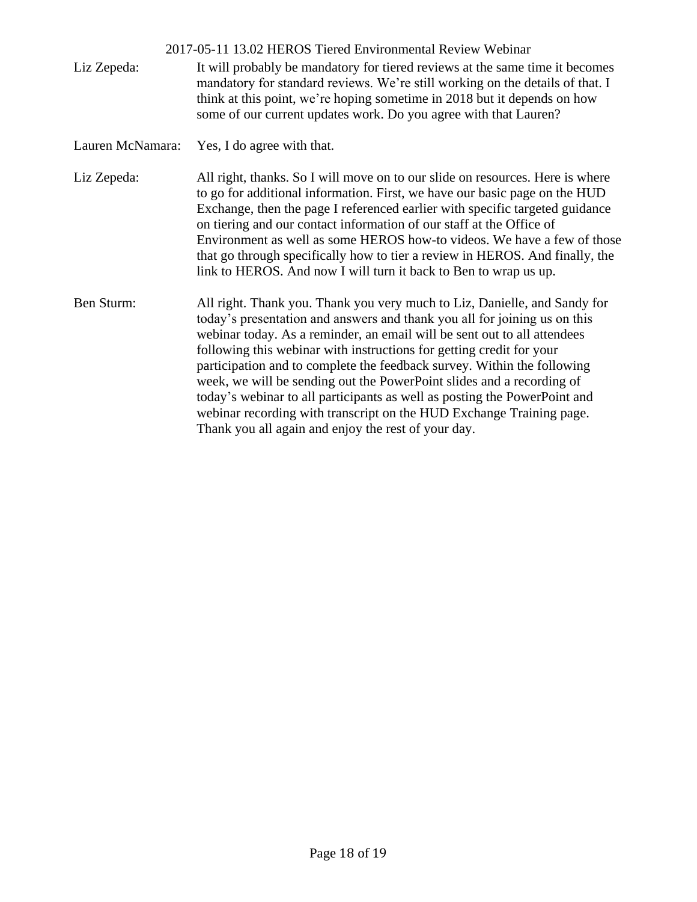Liz Zepeda: It will probably be mandatory for tiered reviews at the same time it becomes mandatory for standard reviews. We're still working on the details of that. I think at this point, we're hoping sometime in 2018 but it depends on how some of our current updates work. Do you agree with that Lauren?

Lauren McNamara: Yes, I do agree with that.

Liz Zepeda: All right, thanks. So I will move on to our slide on resources. Here is where to go for additional information. First, we have our basic page on the HUD Exchange, then the page I referenced earlier with specific targeted guidance on tiering and our contact information of our staff at the Office of Environment as well as some HEROS how-to videos. We have a few of those that go through specifically how to tier a review in HEROS. And finally, the link to HEROS. And now I will turn it back to Ben to wrap us up.

Ben Sturm: All right. Thank you. Thank you very much to Liz, Danielle, and Sandy for today's presentation and answers and thank you all for joining us on this webinar today. As a reminder, an email will be sent out to all attendees following this webinar with instructions for getting credit for your participation and to complete the feedback survey. Within the following week, we will be sending out the PowerPoint slides and a recording of today's webinar to all participants as well as posting the PowerPoint and webinar recording with transcript on the HUD Exchange Training page. Thank you all again and enjoy the rest of your day.